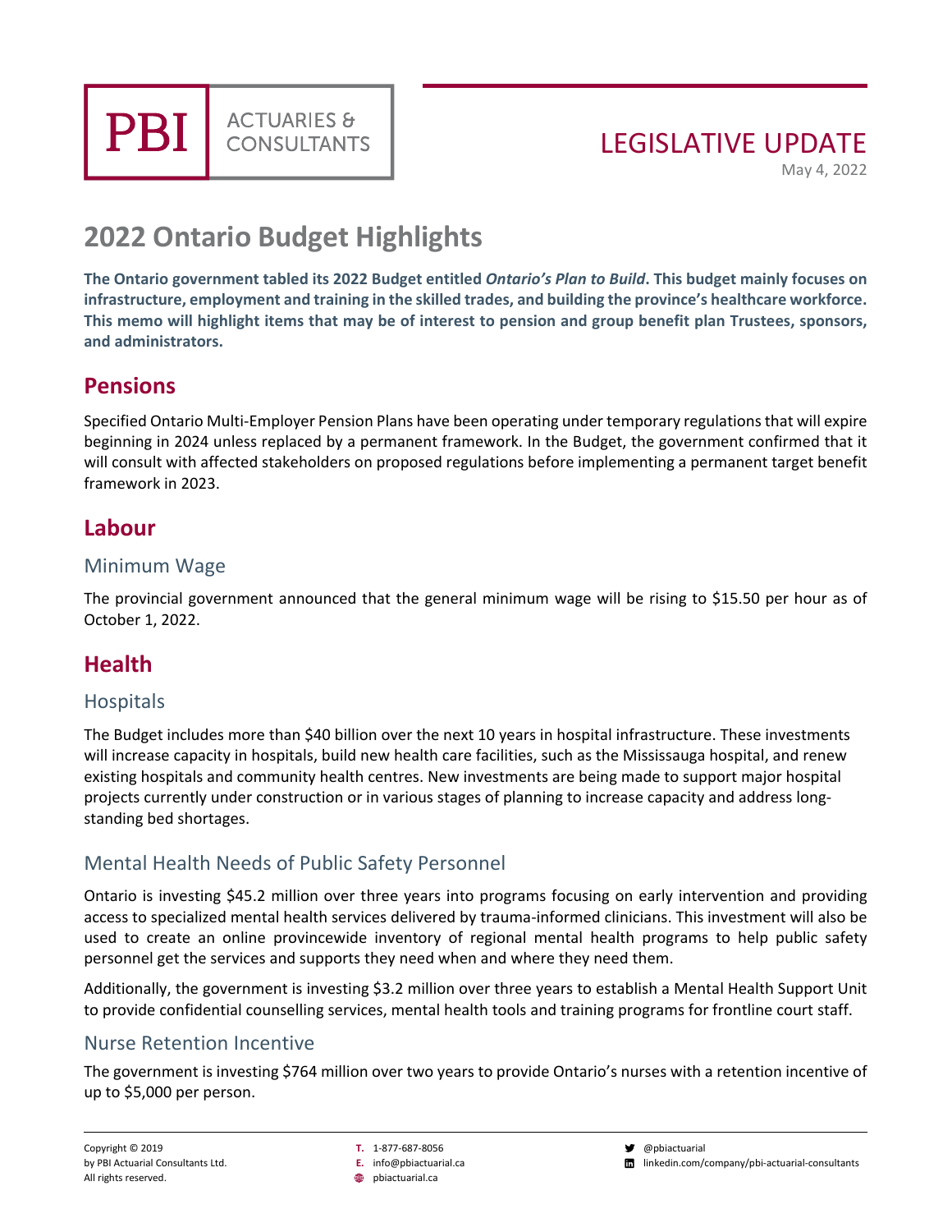PBI ACTUARIES & CONSULTANTS

LEGISLATIVE UPDATE

May 4, 2022

# 2022 Ontario Budget Highlights

**The Ontario government tabled its 2022 Budget entitled *Ontario's Plan to Build*. This budget mainly focuses on infrastructure, employment and training in the skilled trades, and building the province's healthcare workforce. This memo will highlight items that may be of interest to pension and group benefit plan Trustees, sponsors, and administrators.**

## Pensions

Specified Ontario Multi-Employer Pension Plans have been operating under temporary regulations that will expire beginning in 2024 unless replaced by a permanent framework. In the Budget, the government confirmed that it will consult with affected stakeholders on proposed regulations before implementing a permanent target benefit framework in 2023.

## Labour

### Minimum Wage

The provincial government announced that the general minimum wage will be rising to $15.50 per hour as of October 1, 2022.

## Health

### Hospitals

The Budget includes more than $40 billion over the next 10 years in hospital infrastructure. These investments will increase capacity in hospitals, build new health care facilities, such as the Mississauga hospital, and renew existing hospitals and community health centres. New investments are being made to support major hospital projects currently under construction or in various stages of planning to increase capacity and address long-standing bed shortages.

### Mental Health Needs of Public Safety Personnel

Ontario is investing $45.2 million over three years into programs focusing on early intervention and providing access to specialized mental health services delivered by trauma-informed clinicians. This investment will also be used to create an online provincewide inventory of regional mental health programs to help public safety personnel get the services and supports they need when and where they need them.

Additionally, the government is investing $3.2 million over three years to establish a Mental Health Support Unit to provide confidential counselling services, mental health tools and training programs for frontline court staff.

### Nurse Retention Incentive

The government is investing $764 million over two years to provide Ontario's nurses with a retention incentive of up to $5,000 per person.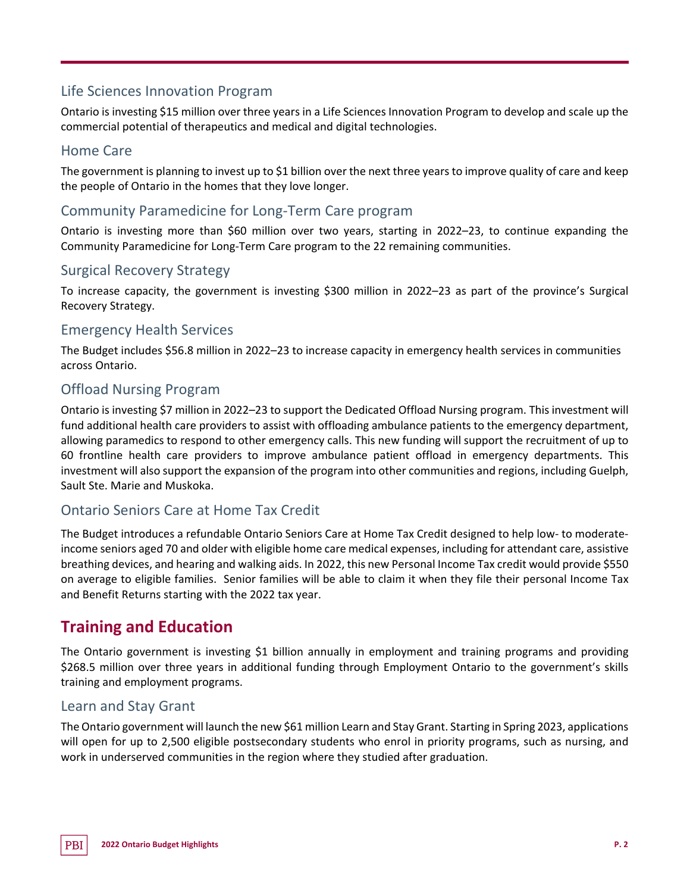### Life Sciences Innovation Program

Ontario is investing $15 million over three years in a Life Sciences Innovation Program to develop and scale up the commercial potential of therapeutics and medical and digital technologies.

### Home Care

The government is planning to invest up to $1 billion over the next three years to improve quality of care and keep the people of Ontario in the homes that they love longer.

### Community Paramedicine for Long-Term Care program

Ontario is investing more than $60 million over two years, starting in 2022–23, to continue expanding the Community Paramedicine for Long-Term Care program to the 22 remaining communities.

### Surgical Recovery Strategy

To increase capacity, the government is investing $300 million in 2022–23 as part of the province's Surgical Recovery Strategy.

### Emergency Health Services

The Budget includes $56.8 million in 2022–23 to increase capacity in emergency health services in communities across Ontario.

### Offload Nursing Program

Ontario is investing $7 million in 2022–23 to support the Dedicated Offload Nursing program. This investment will fund additional health care providers to assist with offloading ambulance patients to the emergency department, allowing paramedics to respond to other emergency calls. This new funding will support the recruitment of up to 60 frontline health care providers to improve ambulance patient offload in emergency departments. This investment will also support the expansion of the program into other communities and regions, including Guelph, Sault Ste. Marie and Muskoka.

### Ontario Seniors Care at Home Tax Credit

The Budget introduces a refundable Ontario Seniors Care at Home Tax Credit designed to help low- to moderate-income seniors aged 70 and older with eligible home care medical expenses, including for attendant care, assistive breathing devices, and hearing and walking aids. In 2022, this new Personal Income Tax credit would provide $550 on average to eligible families. Senior families will be able to claim it when they file their personal Income Tax and Benefit Returns starting with the 2022 tax year.

## Training and Education

The Ontario government is investing $1 billion annually in employment and training programs and providing $268.5 million over three years in additional funding through Employment Ontario to the government's skills training and employment programs.

### Learn and Stay Grant

The Ontario government will launch the new $61 million Learn and Stay Grant. Starting in Spring 2023, applications will open for up to 2,500 eligible postsecondary students who enrol in priority programs, such as nursing, and work in underserved communities in the region where they studied after graduation.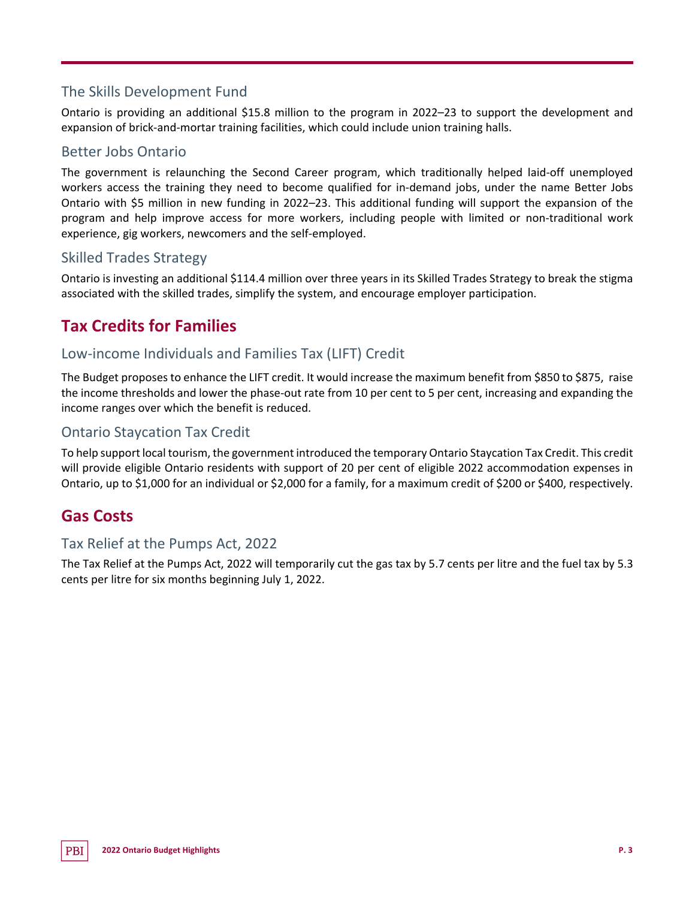### The Skills Development Fund

Ontario is providing an additional $15.8 million to the program in 2022–23 to support the development and expansion of brick-and-mortar training facilities, which could include union training halls.

### Better Jobs Ontario

The government is relaunching the Second Career program, which traditionally helped laid-off unemployed workers access the training they need to become qualified for in-demand jobs, under the name Better Jobs Ontario with $5 million in new funding in 2022–23. This additional funding will support the expansion of the program and help improve access for more workers, including people with limited or non-traditional work experience, gig workers, newcomers and the self-employed.

### Skilled Trades Strategy

Ontario is investing an additional $114.4 million over three years in its Skilled Trades Strategy to break the stigma associated with the skilled trades, simplify the system, and encourage employer participation.

## Tax Credits for Families

### Low-income Individuals and Families Tax (LIFT) Credit

The Budget proposes to enhance the LIFT credit. It would increase the maximum benefit from $850 to $875, raise the income thresholds and lower the phase-out rate from 10 per cent to 5 per cent, increasing and expanding the income ranges over which the benefit is reduced.

### Ontario Staycation Tax Credit

To help support local tourism, the government introduced the temporary Ontario Staycation Tax Credit. This credit will provide eligible Ontario residents with support of 20 per cent of eligible 2022 accommodation expenses in Ontario, up to $1,000 for an individual or $2,000 for a family, for a maximum credit of $200 or $400, respectively.

## Gas Costs

### Tax Relief at the Pumps Act, 2022

The Tax Relief at the Pumps Act, 2022 will temporarily cut the gas tax by 5.7 cents per litre and the fuel tax by 5.3 cents per litre for six months beginning July 1, 2022.